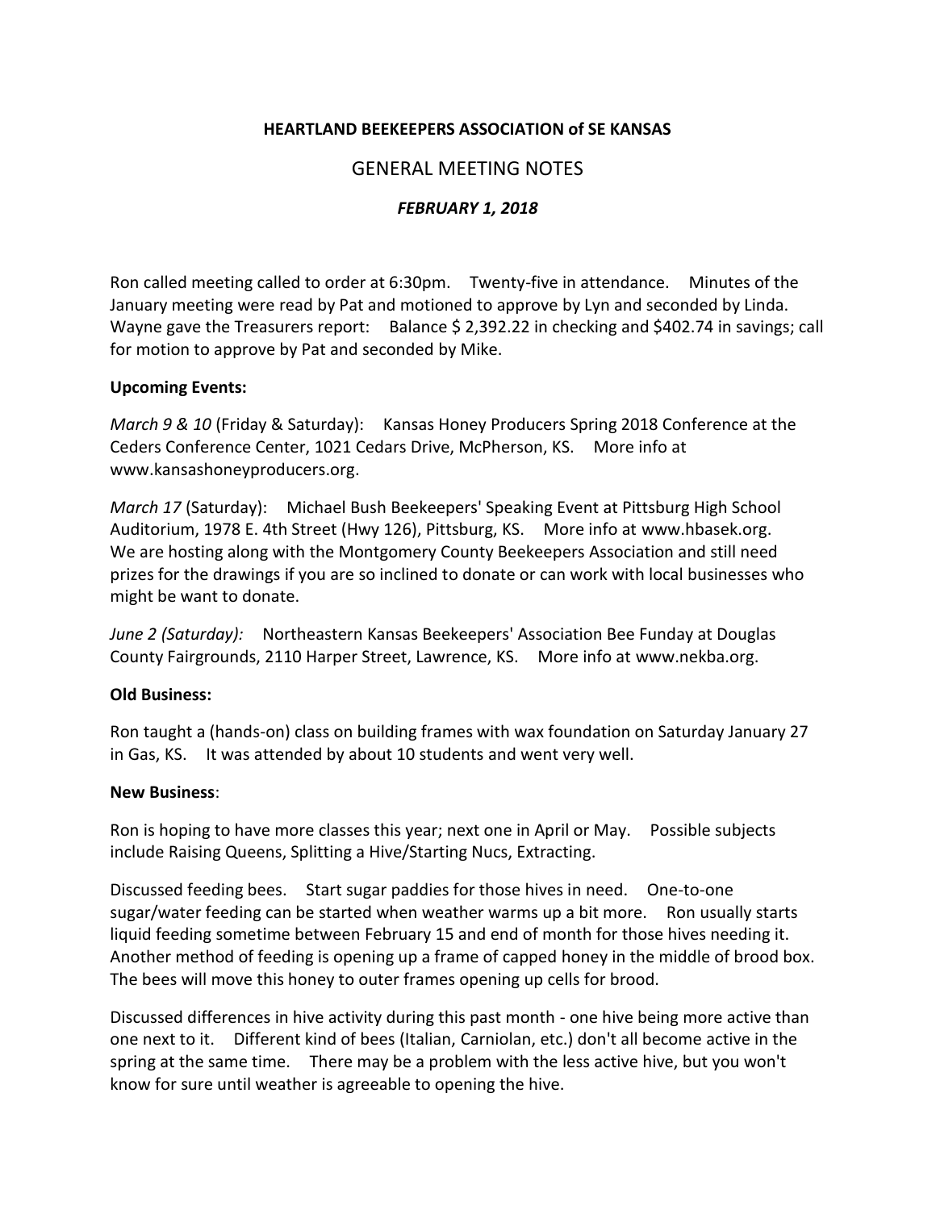**HEARTLAND BEEKEEPERS ASSOCIATION of SE KANSAS**

GENERAL MEETING NOTES

***FEBRUARY 1, 2018***

Ron called meeting called to order at 6:30pm. Twenty-five in attendance. Minutes of the January meeting were read by Pat and motioned to approve by Lyn and seconded by Linda. Wayne gave the Treasurers report: Balance $ 2,392.22 in checking and $402.74 in savings; call for motion to approve by Pat and seconded by Mike.

**Upcoming Events:**

*March 9 & 10* (Friday & Saturday): Kansas Honey Producers Spring 2018 Conference at the Ceders Conference Center, 1021 Cedars Drive, McPherson, KS. More info at www.kansashoneyproducers.org.

*March 17* (Saturday): Michael Bush Beekeepers' Speaking Event at Pittsburg High School Auditorium, 1978 E. 4th Street (Hwy 126), Pittsburg, KS. More info at www.hbasek.org. We are hosting along with the Montgomery County Beekeepers Association and still need prizes for the drawings if you are so inclined to donate or can work with local businesses who might be want to donate.

*June 2 (Saturday):* Northeastern Kansas Beekeepers' Association Bee Funday at Douglas County Fairgrounds, 2110 Harper Street, Lawrence, KS. More info at www.nekba.org.

**Old Business:**

Ron taught a (hands-on) class on building frames with wax foundation on Saturday January 27 in Gas, KS. It was attended by about 10 students and went very well.

**New Business**:

Ron is hoping to have more classes this year; next one in April or May. Possible subjects include Raising Queens, Splitting a Hive/Starting Nucs, Extracting.

Discussed feeding bees. Start sugar paddies for those hives in need. One-to-one sugar/water feeding can be started when weather warms up a bit more. Ron usually starts liquid feeding sometime between February 15 and end of month for those hives needing it. Another method of feeding is opening up a frame of capped honey in the middle of brood box. The bees will move this honey to outer frames opening up cells for brood.

Discussed differences in hive activity during this past month - one hive being more active than one next to it. Different kind of bees (Italian, Carniolan, etc.) don't all become active in the spring at the same time. There may be a problem with the less active hive, but you won't know for sure until weather is agreeable to opening the hive.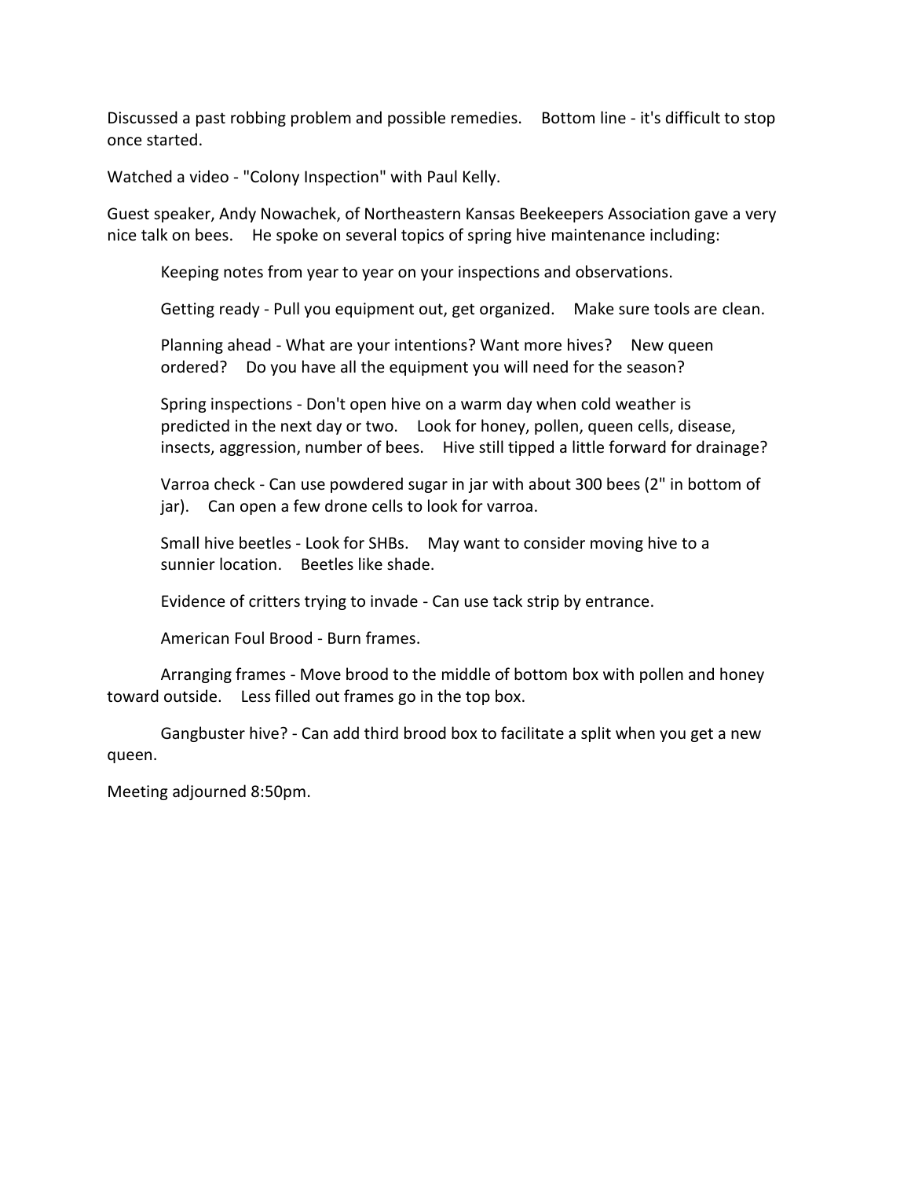Discussed a past robbing problem and possible remedies. Bottom line - it's difficult to stop once started.

Watched a video - "Colony Inspection" with Paul Kelly.

Guest speaker, Andy Nowachek, of Northeastern Kansas Beekeepers Association gave a very nice talk on bees. He spoke on several topics of spring hive maintenance including:

> Keeping notes from year to year on your inspections and observations.
>
> Getting ready - Pull you equipment out, get organized. Make sure tools are clean.
>
> Planning ahead - What are your intentions? Want more hives? New queen ordered? Do you have all the equipment you will need for the season?
>
> Spring inspections - Don't open hive on a warm day when cold weather is predicted in the next day or two. Look for honey, pollen, queen cells, disease, insects, aggression, number of bees. Hive still tipped a little forward for drainage?
>
> Varroa check - Can use powdered sugar in jar with about 300 bees (2" in bottom of jar). Can open a few drone cells to look for varroa.
>
> Small hive beetles - Look for SHBs. May want to consider moving hive to a sunnier location. Beetles like shade.
>
> Evidence of critters trying to invade - Can use tack strip by entrance.
>
> American Foul Brood - Burn frames.

Arranging frames - Move brood to the middle of bottom box with pollen and honey toward outside. Less filled out frames go in the top box.

Gangbuster hive? - Can add third brood box to facilitate a split when you get a new queen.

Meeting adjourned 8:50pm.